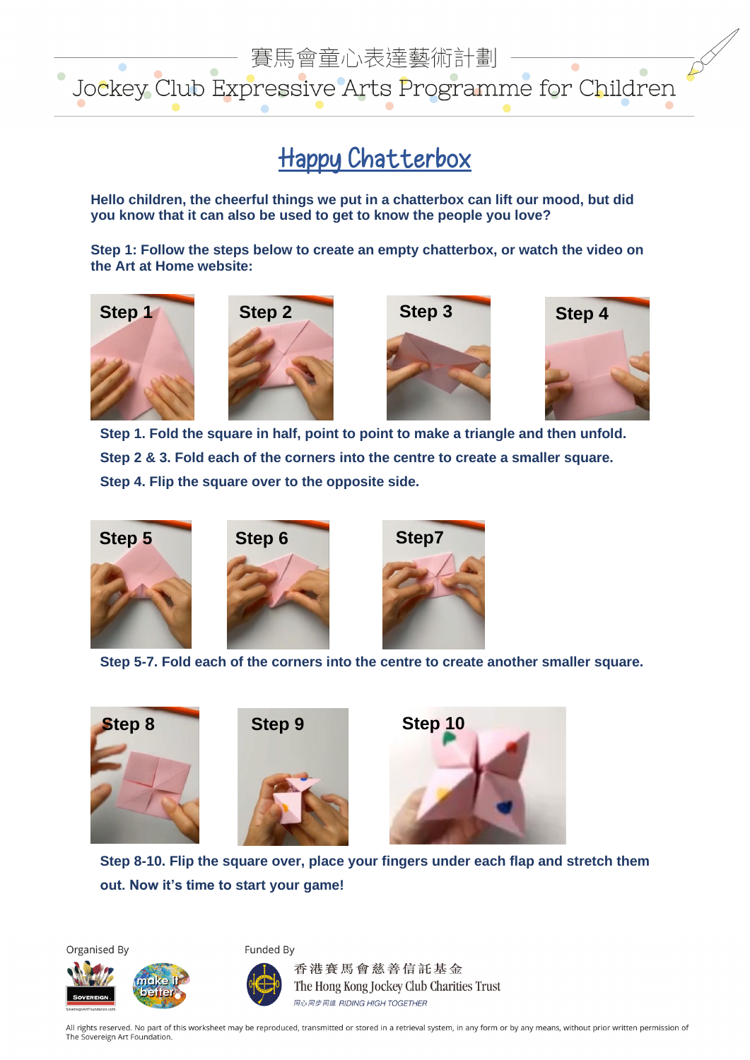賽馬會童心表達藝術計劃

Jockey Club Expressive Arts Programme for Children

# Happy Chatterbox

**Hello children, the cheerful things we put in a chatterbox can lift our mood, but did you know that it can also be used to get to know the people you love?**

**Step 1: Follow the steps below to create an empty chatterbox, or watch the video on the Art at Home website:**

Step 1 | Step 2 | Step 3 | Step 4

**Step 1. Fold the square in half, point to point to make a triangle and then unfold.**

**Step 2 & 3. Fold each of the corners into the centre to create a smaller square.**

**Step 4. Flip the square over to the opposite side.**

Step 5 | Step 6 | Step7

**Step 5-7. Fold each of the corners into the centre to create another smaller square.**

Step 8 | Step 9 | Step 10

**Step 8-10. Flip the square over, place your fingers under each flap and stretch them out. Now it's time to start your game!**

Organised By

Funded By

香港賽馬會慈善信託基金
The Hong Kong Jockey Club Charities Trust
同心同步同進 RIDING HIGH TOGETHER

All rights reserved. No part of this worksheet may be reproduced, transmitted or stored in a retrieval system, in any form or by any means, without prior written permission of The Sovereign Art Foundation.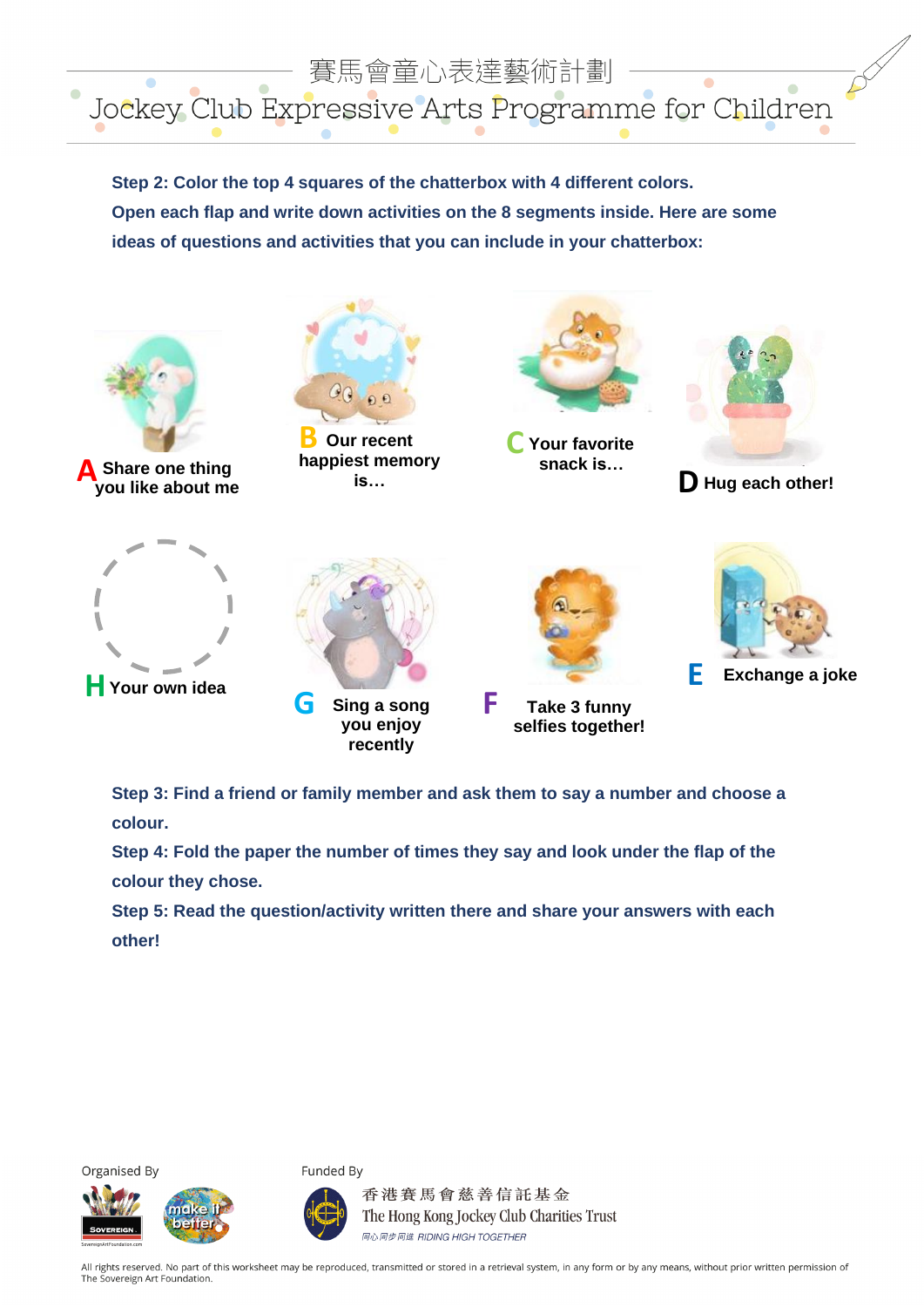賽馬會童心表達藝術計劃

Jockey Club Expressive Arts Programme for Children

**Step 2: Color the top 4 squares of the chatterbox with 4 different colors. Open each flap and write down activities on the 8 segments inside. Here are some ideas of questions and activities that you can include in your chatterbox:**

**A** Share one thing you like about me

**B** Our recent happiest memory is…

**C** Your favorite snack is…

**D** Hug each other!

**H** Your own idea

**G** Sing a song you enjoy recently

**F** Take 3 funny selfies together!

**E** Exchange a joke

**Step 3: Find a friend or family member and ask them to say a number and choose a colour.**

**Step 4: Fold the paper the number of times they say and look under the flap of the colour they chose.**

**Step 5: Read the question/activity written there and share your answers with each other!**

Organised By

Funded By

香港賽馬會慈善信託基金

The Hong Kong Jockey Club Charities Trust

同心同步同進 RIDING HIGH TOGETHER

All rights reserved. No part of this worksheet may be reproduced, transmitted or stored in a retrieval system, in any form or by any means, without prior written permission of The Sovereign Art Foundation.